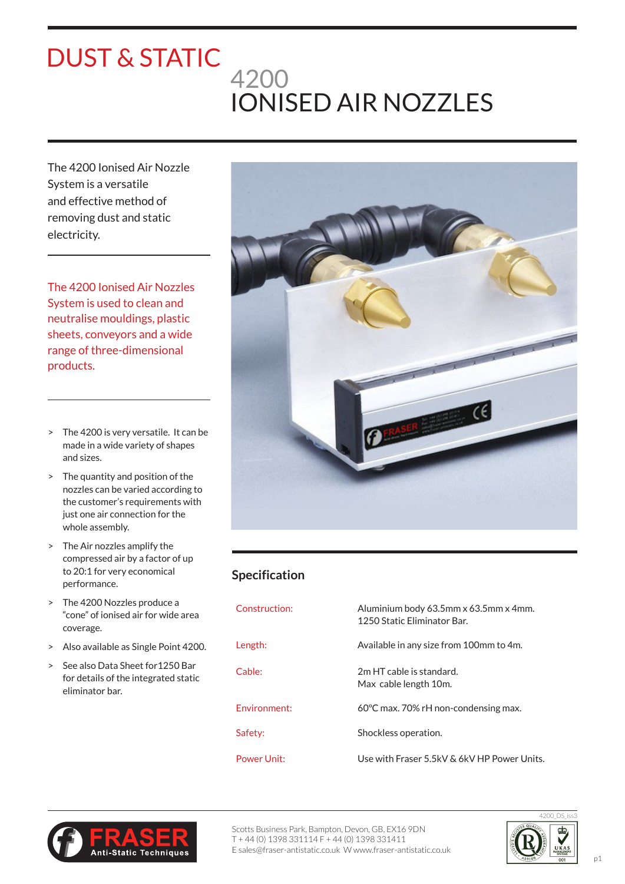# DUST & STATIC

## 4200
## IONISED AIR NOZZLES

The 4200 Ionised Air Nozzle System is a versatile and effective method of removing dust and static electricity.

The 4200 Ionised Air Nozzles System is used to clean and neutralise mouldings, plastic sheets, conveyors and a wide range of three-dimensional products.

- The 4200 is very versatile. It can be made in a wide variety of shapes and sizes.
- The quantity and position of the nozzles can be varied according to the customer's requirements with just one air connection for the whole assembly.
- The Air nozzles amplify the compressed air by a factor of up to 20:1 for very economical performance.
- The 4200 Nozzles produce a "cone" of ionised air for wide area coverage.
- Also available as Single Point 4200.
- See also Data Sheet for1250 Bar for details of the integrated static eliminator bar.

### Specification

| | |
|---|---|
| Construction: | Aluminium body 63.5mm x 63.5mm x 4mm. 1250 Static Eliminator Bar. |
| Length: | Available in any size from 100mm to 4m. |
| Cable: | 2m HT cable is standard. Max cable length 10m. |
| Environment: | 60°C max. 70% rH non-condensing max. |
| Safety: | Shockless operation. |
| Power Unit: | Use with Fraser 5.5kV & 6kV HP Power Units. |

FRASER Anti-Static Techniques

Scotts Business Park, Bampton, Devon, GB, EX16 9DN
T + 44 (0) 1398 331114 F + 44 (0) 1398 331411
E sales@fraser-antistatic.co.uk W www.fraser-antistatic.co.uk

4200_DS_iss3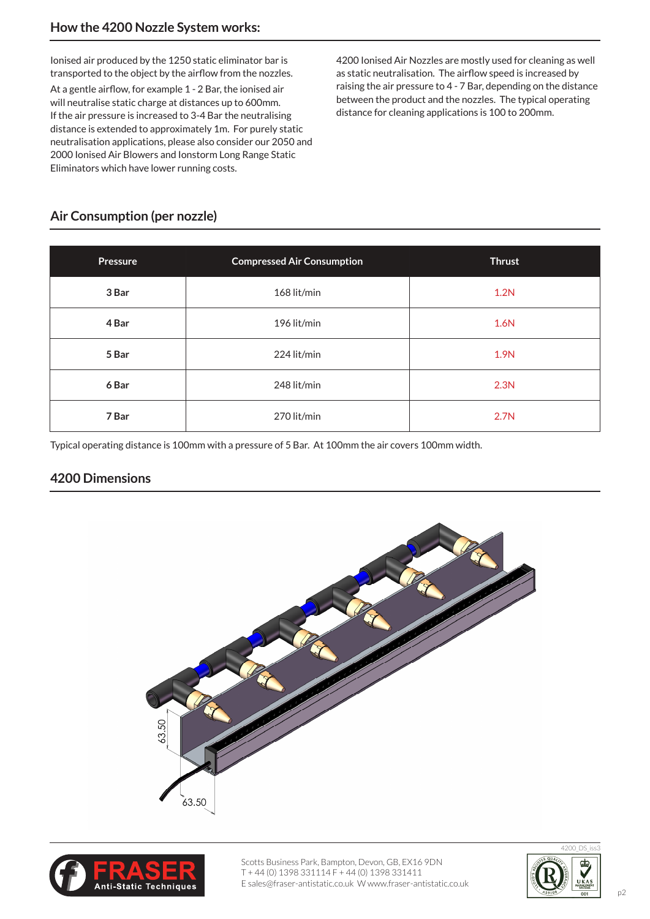## How the 4200 Nozzle System works:

Ionised air produced by the 1250 static eliminator bar is transported to the object by the airflow from the nozzles.

At a gentle airflow, for example 1 - 2 Bar, the ionised air will neutralise static charge at distances up to 600mm. If the air pressure is increased to 3-4 Bar the neutralising distance is extended to approximately 1m. For purely static neutralisation applications, please also consider our 2050 and 2000 Ionised Air Blowers and Ionstorm Long Range Static Eliminators which have lower running costs.

4200 Ionised Air Nozzles are mostly used for cleaning as well as static neutralisation. The airflow speed is increased by raising the air pressure to 4 - 7 Bar, depending on the distance between the product and the nozzles. The typical operating distance for cleaning applications is 100 to 200mm.

## Air Consumption (per nozzle)

| Pressure | Compressed Air Consumption | Thrust |
|---|---|---|
| 3 Bar | 168 lit/min | 1.2N |
| 4 Bar | 196 lit/min | 1.6N |
| 5 Bar | 224 lit/min | 1.9N |
| 6 Bar | 248 lit/min | 2.3N |
| 7 Bar | 270 lit/min | 2.7N |

Typical operating distance is 100mm with a pressure of 5 Bar. At 100mm the air covers 100mm width.

## 4200 Dimensions

63.50

63.50

Scotts Business Park, Bampton, Devon, GB, EX16 9DN
T + 44 (0) 1398 331114 F + 44 (0) 1398 331411
E sales@fraser-antistatic.co.uk W www.fraser-antistatic.co.uk

4200_DS_iss3